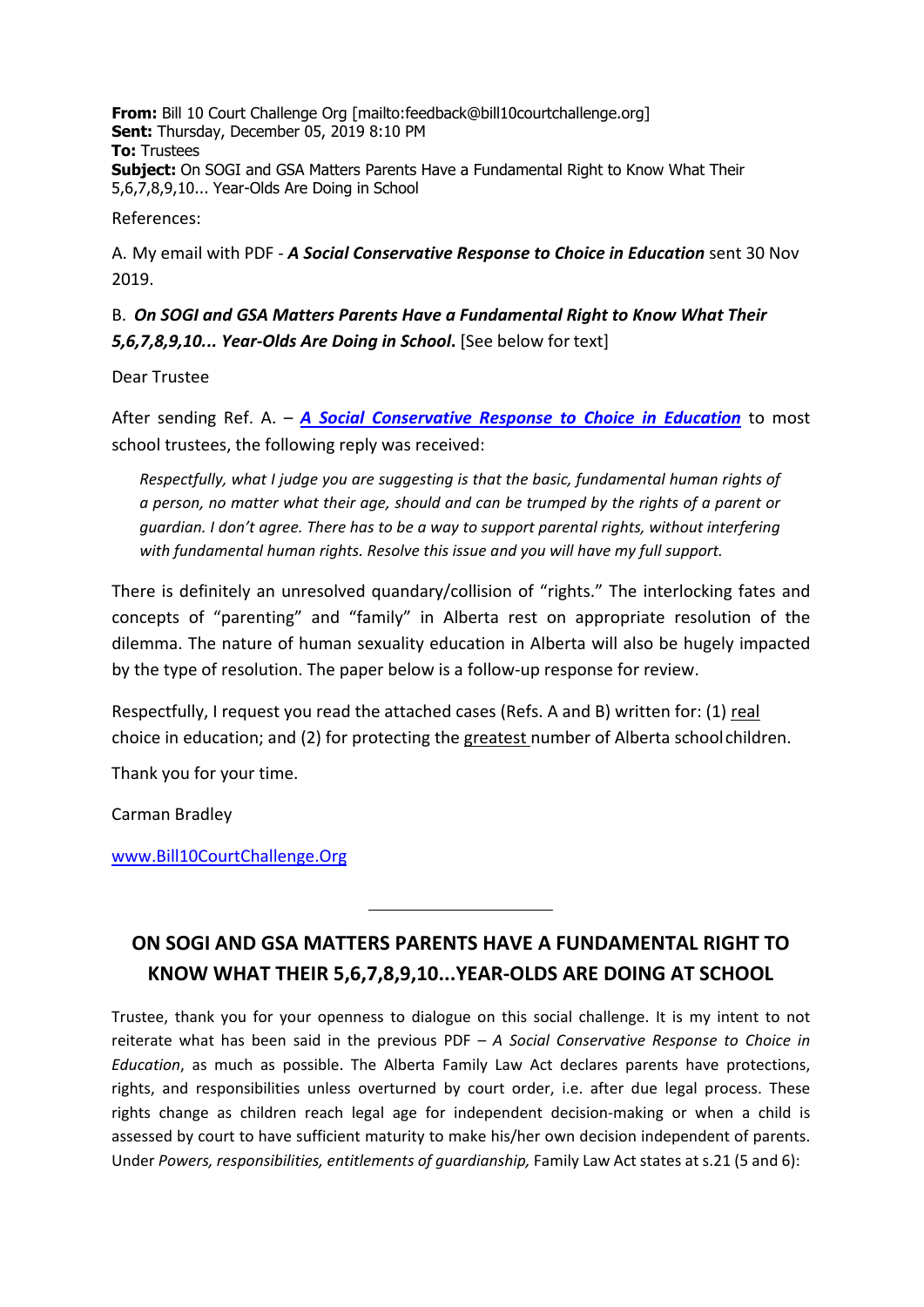**From:** Bill 10 Court Challenge Org [mailto:feedback@bill10courtchallenge.org]
**Sent:** Thursday, December 05, 2019 8:10 PM
**To:** Trustees
**Subject:** On SOGI and GSA Matters Parents Have a Fundamental Right to Know What Their 5,6,7,8,9,10... Year-Olds Are Doing in School

References:

A. My email with PDF - ***A Social Conservative Response to Choice in Education*** sent 30 Nov 2019.

B. ***On SOGI and GSA Matters Parents Have a Fundamental Right to Know What Their 5,6,7,8,9,10... Year-Olds Are Doing in School***. [See below for text]

Dear Trustee

After sending Ref. A. – ***A Social Conservative Response to Choice in Education*** to most school trustees, the following reply was received:

> *Respectfully, what I judge you are suggesting is that the basic, fundamental human rights of a person, no matter what their age, should and can be trumped by the rights of a parent or guardian. I don't agree. There has to be a way to support parental rights, without interfering with fundamental human rights. Resolve this issue and you will have my full support.*

There is definitely an unresolved quandary/collision of "rights." The interlocking fates and concepts of "parenting" and "family" in Alberta rest on appropriate resolution of the dilemma. The nature of human sexuality education in Alberta will also be hugely impacted by the type of resolution. The paper below is a follow-up response for review.

Respectfully, I request you read the attached cases (Refs. A and B) written for: (1) real choice in education; and (2) for protecting the greatest number of Alberta school children.

Thank you for your time.

Carman Bradley

www.Bill10CourtChallenge.Org

---

## ON SOGI AND GSA MATTERS PARENTS HAVE A FUNDAMENTAL RIGHT TO KNOW WHAT THEIR 5,6,7,8,9,10...YEAR-OLDS ARE DOING AT SCHOOL

Trustee, thank you for your openness to dialogue on this social challenge. It is my intent to not reiterate what has been said in the previous PDF – *A Social Conservative Response to Choice in Education*, as much as possible. The Alberta Family Law Act declares parents have protections, rights, and responsibilities unless overturned by court order, i.e. after due legal process. These rights change as children reach legal age for independent decision-making or when a child is assessed by court to have sufficient maturity to make his/her own decision independent of parents. Under *Powers, responsibilities, entitlements of guardianship,* Family Law Act states at s.21 (5 and 6):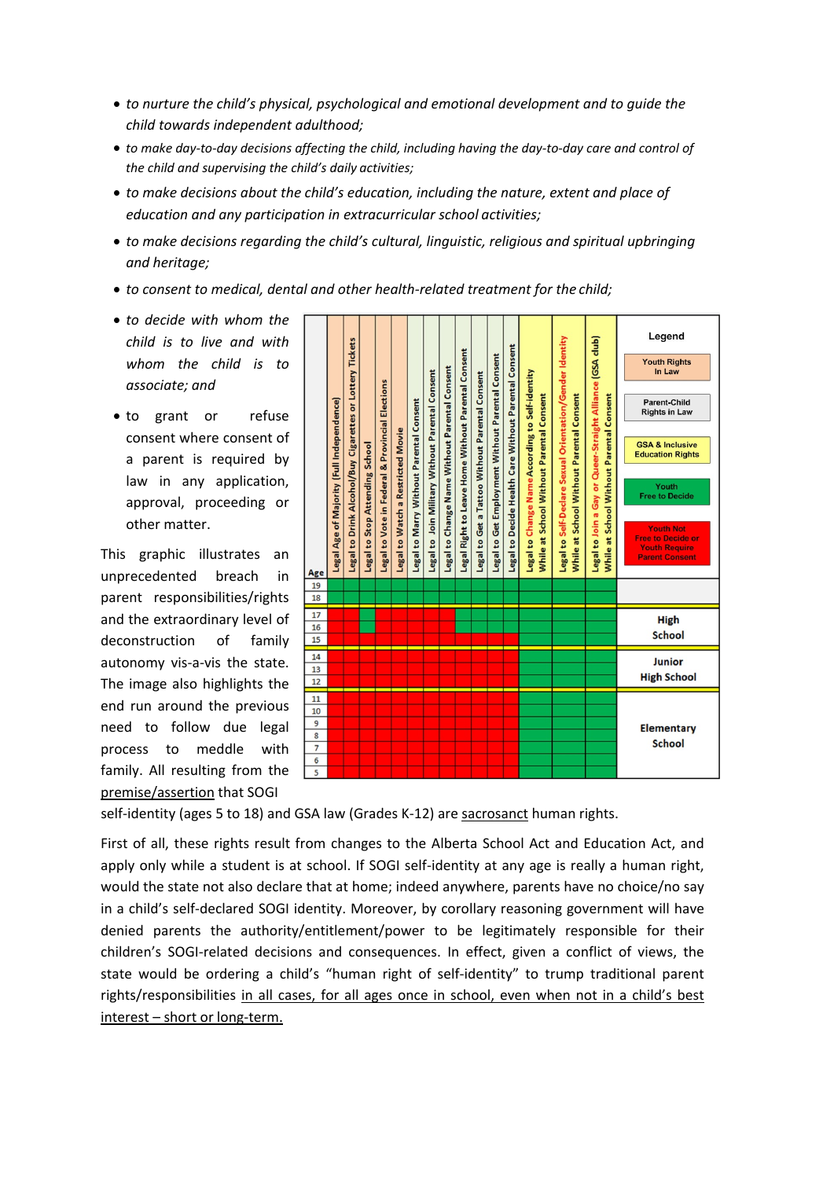- *to nurture the child's physical, psychological and emotional development and to guide the child towards independent adulthood;*
- *to make day-to-day decisions affecting the child, including having the day-to-day care and control of the child and supervising the child's daily activities;*
- *to make decisions about the child's education, including the nature, extent and place of education and any participation in extracurricular school activities;*
- *to make decisions regarding the child's cultural, linguistic, religious and spiritual upbringing and heritage;*
- *to consent to medical, dental and other health-related treatment for the child;*
- *to decide with whom the child is to live and with whom the child is to associate; and*
- to grant or refuse consent where consent of a parent is required by law in any application, approval, proceeding or other matter.

| Age | Legal Age of Majority (Full Independence) | Legal to Drink Alcohol/Buy Cigarettes or Lottery Tickets | Legal to Stop Attending School | Legal to Vote in Federal & Provincial Elections | Legal to Watch a Restricted Movie | Legal to Marry Without Parental Consent | Legal to Join Military Without Parental Consent | Legal to Change Name Without Parental Consent | Legal Right to Leave Home Without Parental Consent | Legal to Get a Tattoo Without Parental Consent | Legal to Get Employment Without Parental Consent | Legal to Decide Health Care Without Parental Consent | Legal to Change Name According to Self-identity While at School Without Parental Consent | Legal to Self-Declare Sexual Orientation/Gender Identity While at School Without Parental Consent | Legal to Join a Gay or Queer-Straight Alliance (GSA club) While at School Without Parental Consent | |
|---|---|---|---|---|---|---|---|---|---|---|---|---|---|---|---|---|
| 19 | Green | Green | Green | Green | Green | Green | Green | Green | Green | Green | Green | Green | Green | Green | Green | |
| 18 | Green | Green | Green | Green | Green | Green | Green | Green | Green | Green | Green | Green | Green | Green | Green | |
| 17 | Red | Red | Green | Red | Red | Red | Red | Red | Green | Green | Green | Green | Green | Green | Green | High School |
| 16 | Red | Red | Green | Red | Red | Red | Red | Red | Green | Green | Green | Green | Green | Green | Green | High School |
| 15 | Red | Red | Red | Red | Red | Red | Red | Red | Red | Red | Red | Red | Green | Green | Green | High School |
| 14 | Red | Red | Red | Red | Red | Red | Red | Red | Red | Red | Red | Red | Green | Green | Green | Junior High School |
| 13 | Red | Red | Red | Red | Red | Red | Red | Red | Red | Red | Red | Red | Green | Green | Green | Junior High School |
| 12 | Red | Red | Red | Red | Red | Red | Red | Red | Red | Red | Red | Red | Green | Green | Green | Junior High School |
| 11 | Red | Red | Red | Red | Red | Red | Red | Red | Red | Red | Red | Red | Green | Green | Green | Elementary School |
| 10 | Red | Red | Red | Red | Red | Red | Red | Red | Red | Red | Red | Red | Green | Green | Green | Elementary School |
| 9 | Red | Red | Red | Red | Red | Red | Red | Red | Red | Red | Red | Red | Green | Green | Green | Elementary School |
| 8 | Red | Red | Red | Red | Red | Red | Red | Red | Red | Red | Red | Red | Green | Green | Green | Elementary School |
| 7 | Red | Red | Red | Red | Red | Red | Red | Red | Red | Red | Red | Red | Green | Green | Green | Elementary School |
| 6 | Red | Red | Red | Red | Red | Red | Red | Red | Red | Red | Red | Red | Green | Green | Green | Elementary School |
| 5 | Red | Red | Red | Red | Red | Red | Red | Red | Red | Red | Red | Red | Green | Green | Green | Elementary School |

**Legend**

- Youth Rights In Law (orange headers)
- Parent-Child Rights in Law (white headers)
- GSA & Inclusive Education Rights (yellow headers)
- Youth Free to Decide (green)
- Youth Not Free to Decide or Youth Require Parent Consent (red)

This graphic illustrates an unprecedented breach in parent responsibilities/rights and the extraordinary level of deconstruction of family autonomy vis-a-vis the state. The image also highlights the end run around the previous need to follow due legal process to meddle with family. All resulting from the premise/assertion that SOGI self-identity (ages 5 to 18) and GSA law (Grades K-12) are sacrosanct human rights.

First of all, these rights result from changes to the Alberta School Act and Education Act, and apply only while a student is at school. If SOGI self-identity at any age is really a human right, would the state not also declare that at home; indeed anywhere, parents have no choice/no say in a child's self-declared SOGI identity. Moreover, by corollary reasoning government will have denied parents the authority/entitlement/power to be legitimately responsible for their children's SOGI-related decisions and consequences. In effect, given a conflict of views, the state would be ordering a child's "human right of self-identity" to trump traditional parent rights/responsibilities in all cases, for all ages once in school, even when not in a child's best interest – short or long-term.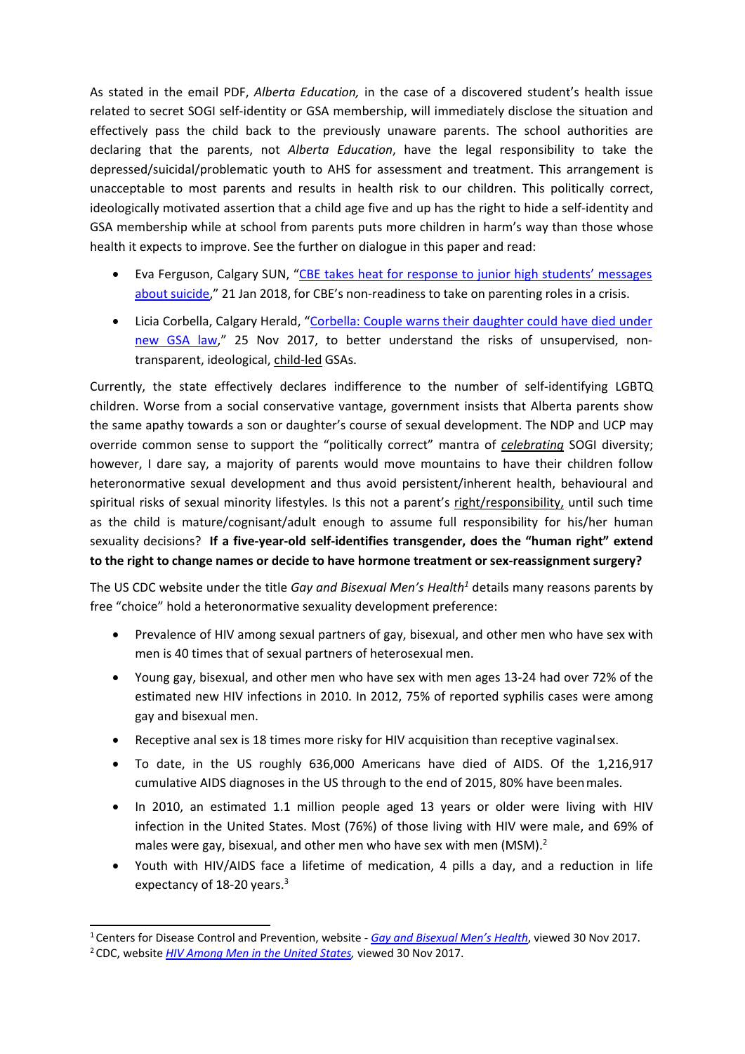As stated in the email PDF, *Alberta Education,* in the case of a discovered student's health issue related to secret SOGI self-identity or GSA membership, will immediately disclose the situation and effectively pass the child back to the previously unaware parents. The school authorities are declaring that the parents, not *Alberta Education*, have the legal responsibility to take the depressed/suicidal/problematic youth to AHS for assessment and treatment. This arrangement is unacceptable to most parents and results in health risk to our children. This politically correct, ideologically motivated assertion that a child age five and up has the right to hide a self-identity and GSA membership while at school from parents puts more children in harm's way than those whose health it expects to improve. See the further on dialogue in this paper and read:

- Eva Ferguson, Calgary SUN, "CBE takes heat for response to junior high students' messages about suicide," 21 Jan 2018, for CBE's non-readiness to take on parenting roles in a crisis.
- Licia Corbella, Calgary Herald, "Corbella: Couple warns their daughter could have died under new GSA law," 25 Nov 2017, to better understand the risks of unsupervised, non-transparent, ideological, child-led GSAs.

Currently, the state effectively declares indifference to the number of self-identifying LGBTQ children. Worse from a social conservative vantage, government insists that Alberta parents show the same apathy towards a son or daughter's course of sexual development. The NDP and UCP may override common sense to support the "politically correct" mantra of ***celebrating*** SOGI diversity; however, I dare say, a majority of parents would move mountains to have their children follow heteronormative sexual development and thus avoid persistent/inherent health, behavioural and spiritual risks of sexual minority lifestyles. Is this not a parent's right/responsibility, until such time as the child is mature/cognisant/adult enough to assume full responsibility for his/her human sexuality decisions? **If a five-year-old self-identifies transgender, does the "human right" extend to the right to change names or decide to have hormone treatment or sex-reassignment surgery?**

The US CDC website under the title *Gay and Bisexual Men's Health*[1] details many reasons parents by free "choice" hold a heteronormative sexuality development preference:

- Prevalence of HIV among sexual partners of gay, bisexual, and other men who have sex with men is 40 times that of sexual partners of heterosexual men.
- Young gay, bisexual, and other men who have sex with men ages 13-24 had over 72% of the estimated new HIV infections in 2010. In 2012, 75% of reported syphilis cases were among gay and bisexual men.
- Receptive anal sex is 18 times more risky for HIV acquisition than receptive vaginal sex.
- To date, in the US roughly 636,000 Americans have died of AIDS. Of the 1,216,917 cumulative AIDS diagnoses in the US through to the end of 2015, 80% have been males.
- In 2010, an estimated 1.1 million people aged 13 years or older were living with HIV infection in the United States. Most (76%) of those living with HIV were male, and 69% of males were gay, bisexual, and other men who have sex with men (MSM).[2]
- Youth with HIV/AIDS face a lifetime of medication, 4 pills a day, and a reduction in life expectancy of 18-20 years.[3]

---

[1] Centers for Disease Control and Prevention, website - *Gay and Bisexual Men's Health*, viewed 30 Nov 2017.

[2] CDC, website *HIV Among Men in the United States,* viewed 30 Nov 2017.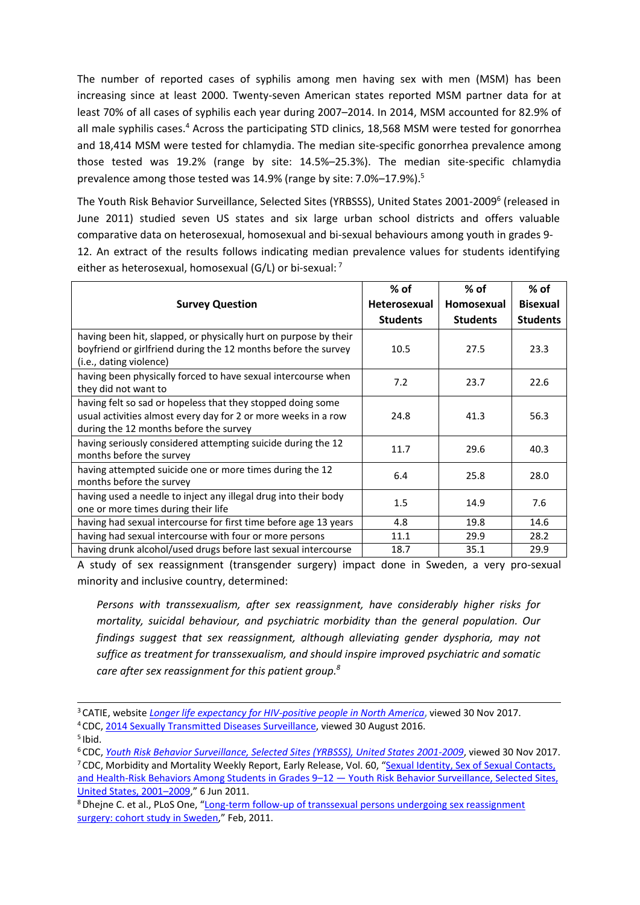The number of reported cases of syphilis among men having sex with men (MSM) has been increasing since at least 2000. Twenty-seven American states reported MSM partner data for at least 70% of all cases of syphilis each year during 2007–2014. In 2014, MSM accounted for 82.9% of all male syphilis cases.[4] Across the participating STD clinics, 18,568 MSM were tested for gonorrhea and 18,414 MSM were tested for chlamydia. The median site-specific gonorrhea prevalence among those tested was 19.2% (range by site: 14.5%–25.3%). The median site-specific chlamydia prevalence among those tested was 14.9% (range by site: 7.0%–17.9%).[5]

The Youth Risk Behavior Surveillance, Selected Sites (YRBSSS), United States 2001-2009[6] (released in June 2011) studied seven US states and six large urban school districts and offers valuable comparative data on heterosexual, homosexual and bi-sexual behaviours among youth in grades 9-12. An extract of the results follows indicating median prevalence values for students identifying either as heterosexual, homosexual (G/L) or bi-sexual: [7]

| Survey Question | % of Heterosexual Students | % of Homosexual Students | % of Bisexual Students |
|---|---|---|---|
| having been hit, slapped, or physically hurt on purpose by their boyfriend or girlfriend during the 12 months before the survey (i.e., dating violence) | 10.5 | 27.5 | 23.3 |
| having been physically forced to have sexual intercourse when they did not want to | 7.2 | 23.7 | 22.6 |
| having felt so sad or hopeless that they stopped doing some usual activities almost every day for 2 or more weeks in a row during the 12 months before the survey | 24.8 | 41.3 | 56.3 |
| having seriously considered attempting suicide during the 12 months before the survey | 11.7 | 29.6 | 40.3 |
| having attempted suicide one or more times during the 12 months before the survey | 6.4 | 25.8 | 28.0 |
| having used a needle to inject any illegal drug into their body one or more times during their life | 1.5 | 14.9 | 7.6 |
| having had sexual intercourse for first time before age 13 years | 4.8 | 19.8 | 14.6 |
| having had sexual intercourse with four or more persons | 11.1 | 29.9 | 28.2 |
| having drunk alcohol/used drugs before last sexual intercourse | 18.7 | 35.1 | 29.9 |

A study of sex reassignment (transgender surgery) impact done in Sweden, a very pro-sexual minority and inclusive country, determined:

> *Persons with transsexualism, after sex reassignment, have considerably higher risks for mortality, suicidal behaviour, and psychiatric morbidity than the general population. Our findings suggest that sex reassignment, although alleviating gender dysphoria, may not suffice as treatment for transsexualism, and should inspire improved psychiatric and somatic care after sex reassignment for this patient group.*[8]

---

[3] CATIE, website *Longer life expectancy for HIV-positive people in North America*, viewed 30 Nov 2017.
[4] CDC, 2014 Sexually Transmitted Diseases Surveillance, viewed 30 August 2016.
[5] Ibid.
[6] CDC, *Youth Risk Behavior Surveillance, Selected Sites (YRBSSS), United States 2001-2009*, viewed 30 Nov 2017.
[7] CDC, Morbidity and Mortality Weekly Report, Early Release, Vol. 60, "Sexual Identity, Sex of Sexual Contacts, and Health-Risk Behaviors Among Students in Grades 9–12 — Youth Risk Behavior Surveillance, Selected Sites, United States, 2001–2009," 6 Jun 2011.
[8] Dhejne C. et al., PLoS One, "Long-term follow-up of transsexual persons undergoing sex reassignment surgery: cohort study in Sweden," Feb, 2011.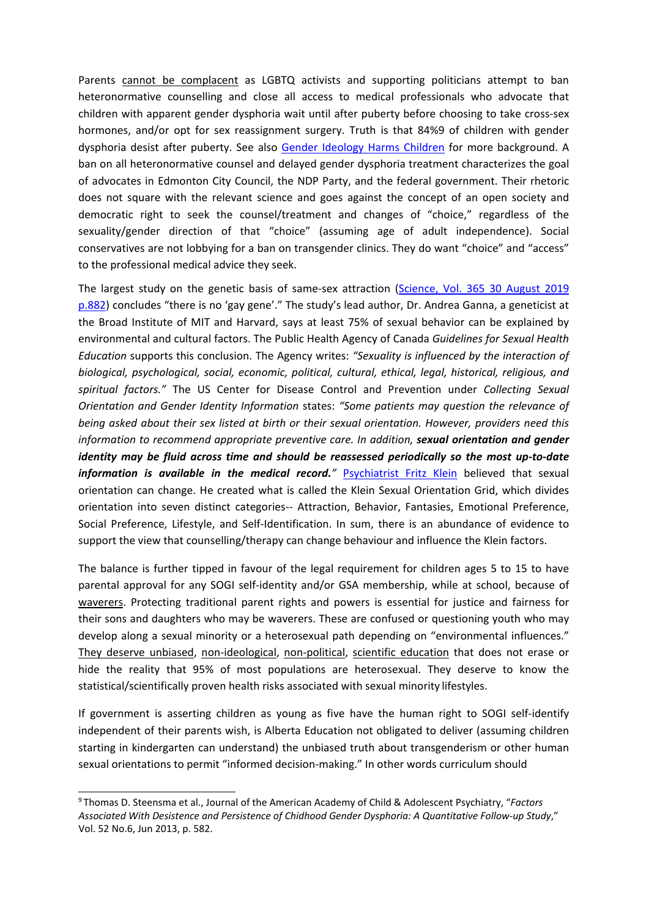Parents cannot be complacent as LGBTQ activists and supporting politicians attempt to ban heteronormative counselling and close all access to medical professionals who advocate that children with apparent gender dysphoria wait until after puberty before choosing to take cross-sex hormones, and/or opt for sex reassignment surgery. Truth is that 84%[9] of children with gender dysphoria desist after puberty. See also Gender Ideology Harms Children for more background. A ban on all heteronormative counsel and delayed gender dysphoria treatment characterizes the goal of advocates in Edmonton City Council, the NDP Party, and the federal government. Their rhetoric does not square with the relevant science and goes against the concept of an open society and democratic right to seek the counsel/treatment and changes of "choice," regardless of the sexuality/gender direction of that "choice" (assuming age of adult independence). Social conservatives are not lobbying for a ban on transgender clinics. They do want "choice" and "access" to the professional medical advice they seek.

The largest study on the genetic basis of same-sex attraction (Science, Vol. 365 30 August 2019 p.882) concludes "there is no 'gay gene'." The study's lead author, Dr. Andrea Ganna, a geneticist at the Broad Institute of MIT and Harvard, says at least 75% of sexual behavior can be explained by environmental and cultural factors. The Public Health Agency of Canada *Guidelines for Sexual Health Education* supports this conclusion. The Agency writes: *"Sexuality is influenced by the interaction of biological, psychological, social, economic, political, cultural, ethical, legal, historical, religious, and spiritual factors."* The US Center for Disease Control and Prevention under *Collecting Sexual Orientation and Gender Identity Information* states: *"Some patients may question the relevance of being asked about their sex listed at birth or their sexual orientation. However, providers need this information to recommend appropriate preventive care. In addition,* ***sexual orientation and gender identity may be fluid across time and should be reassessed periodically so the most up-to-date information is available in the medical record."*** Psychiatrist Fritz Klein believed that sexual orientation can change. He created what is called the Klein Sexual Orientation Grid, which divides orientation into seven distinct categories-- Attraction, Behavior, Fantasies, Emotional Preference, Social Preference, Lifestyle, and Self-Identification. In sum, there is an abundance of evidence to support the view that counselling/therapy can change behaviour and influence the Klein factors.

The balance is further tipped in favour of the legal requirement for children ages 5 to 15 to have parental approval for any SOGI self-identity and/or GSA membership, while at school, because of waverers. Protecting traditional parent rights and powers is essential for justice and fairness for their sons and daughters who may be waverers. These are confused or questioning youth who may develop along a sexual minority or a heterosexual path depending on "environmental influences." They deserve unbiased, non-ideological, non-political, scientific education that does not erase or hide the reality that 95% of most populations are heterosexual. They deserve to know the statistical/scientifically proven health risks associated with sexual minority lifestyles.

If government is asserting children as young as five have the human right to SOGI self-identify independent of their parents wish, is Alberta Education not obligated to deliver (assuming children starting in kindergarten can understand) the unbiased truth about transgenderism or other human sexual orientations to permit "informed decision-making." In other words curriculum should

---

[9] Thomas D. Steensma et al., Journal of the American Academy of Child & Adolescent Psychiatry, "*Factors Associated With Desistence and Persistence of Chidhood Gender Dysphoria: A Quantitative Follow-up Study*," Vol. 52 No.6, Jun 2013, p. 582.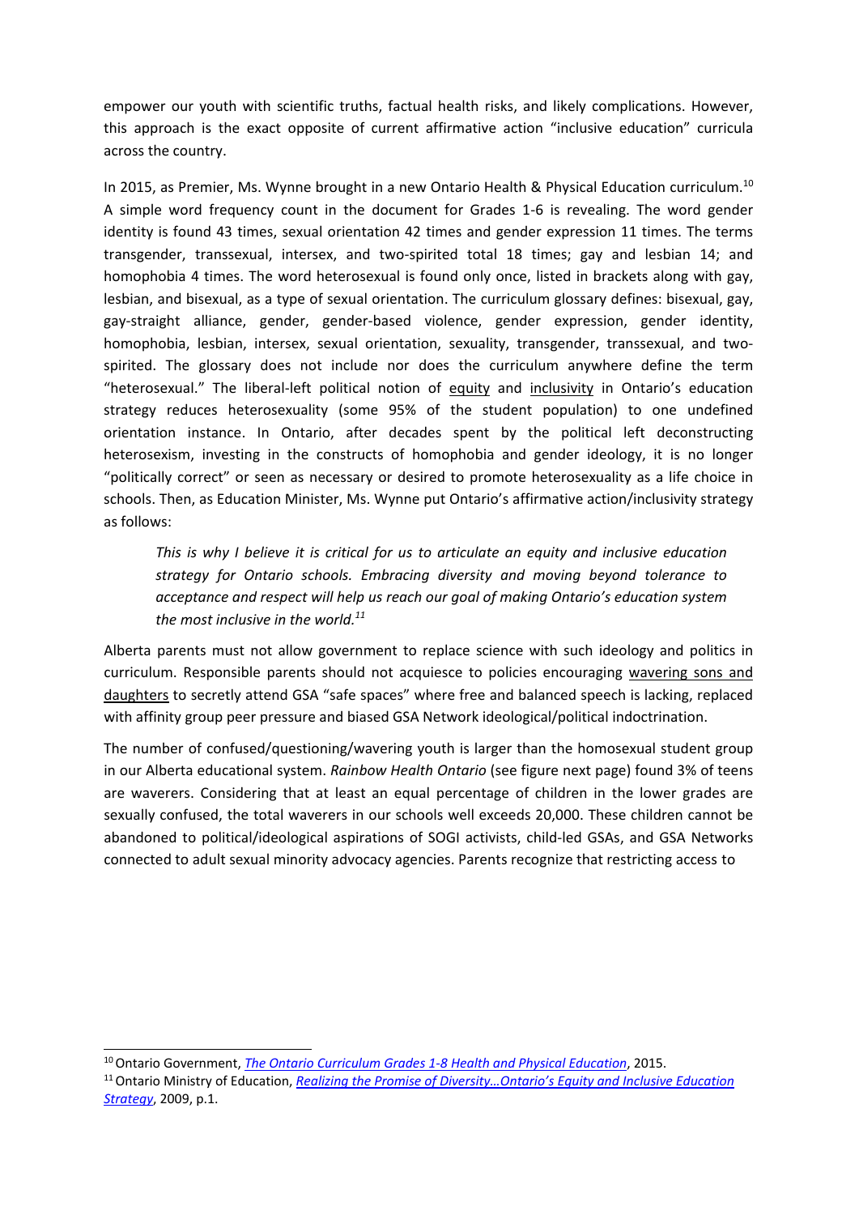empower our youth with scientific truths, factual health risks, and likely complications. However, this approach is the exact opposite of current affirmative action "inclusive education" curricula across the country.

In 2015, as Premier, Ms. Wynne brought in a new Ontario Health & Physical Education curriculum.[10] A simple word frequency count in the document for Grades 1-6 is revealing. The word gender identity is found 43 times, sexual orientation 42 times and gender expression 11 times. The terms transgender, transsexual, intersex, and two-spirited total 18 times; gay and lesbian 14; and homophobia 4 times. The word heterosexual is found only once, listed in brackets along with gay, lesbian, and bisexual, as a type of sexual orientation. The curriculum glossary defines: bisexual, gay, gay-straight alliance, gender, gender-based violence, gender expression, gender identity, homophobia, lesbian, intersex, sexual orientation, sexuality, transgender, transsexual, and two-spirited. The glossary does not include nor does the curriculum anywhere define the term "heterosexual." The liberal-left political notion of equity and inclusivity in Ontario's education strategy reduces heterosexuality (some 95% of the student population) to one undefined orientation instance. In Ontario, after decades spent by the political left deconstructing heterosexism, investing in the constructs of homophobia and gender ideology, it is no longer "politically correct" or seen as necessary or desired to promote heterosexuality as a life choice in schools. Then, as Education Minister, Ms. Wynne put Ontario's affirmative action/inclusivity strategy as follows:

> *This is why I believe it is critical for us to articulate an equity and inclusive education strategy for Ontario schools. Embracing diversity and moving beyond tolerance to acceptance and respect will help us reach our goal of making Ontario's education system the most inclusive in the world.*[11]

Alberta parents must not allow government to replace science with such ideology and politics in curriculum. Responsible parents should not acquiesce to policies encouraging wavering sons and daughters to secretly attend GSA "safe spaces" where free and balanced speech is lacking, replaced with affinity group peer pressure and biased GSA Network ideological/political indoctrination.

The number of confused/questioning/wavering youth is larger than the homosexual student group in our Alberta educational system. *Rainbow Health Ontario* (see figure next page) found 3% of teens are waverers. Considering that at least an equal percentage of children in the lower grades are sexually confused, the total waverers in our schools well exceeds 20,000. These children cannot be abandoned to political/ideological aspirations of SOGI activists, child-led GSAs, and GSA Networks connected to adult sexual minority advocacy agencies. Parents recognize that restricting access to

---

[10] Ontario Government, *The Ontario Curriculum Grades 1-8 Health and Physical Education*, 2015.

[11] Ontario Ministry of Education, *Realizing the Promise of Diversity…Ontario's Equity and Inclusive Education Strategy*, 2009, p.1.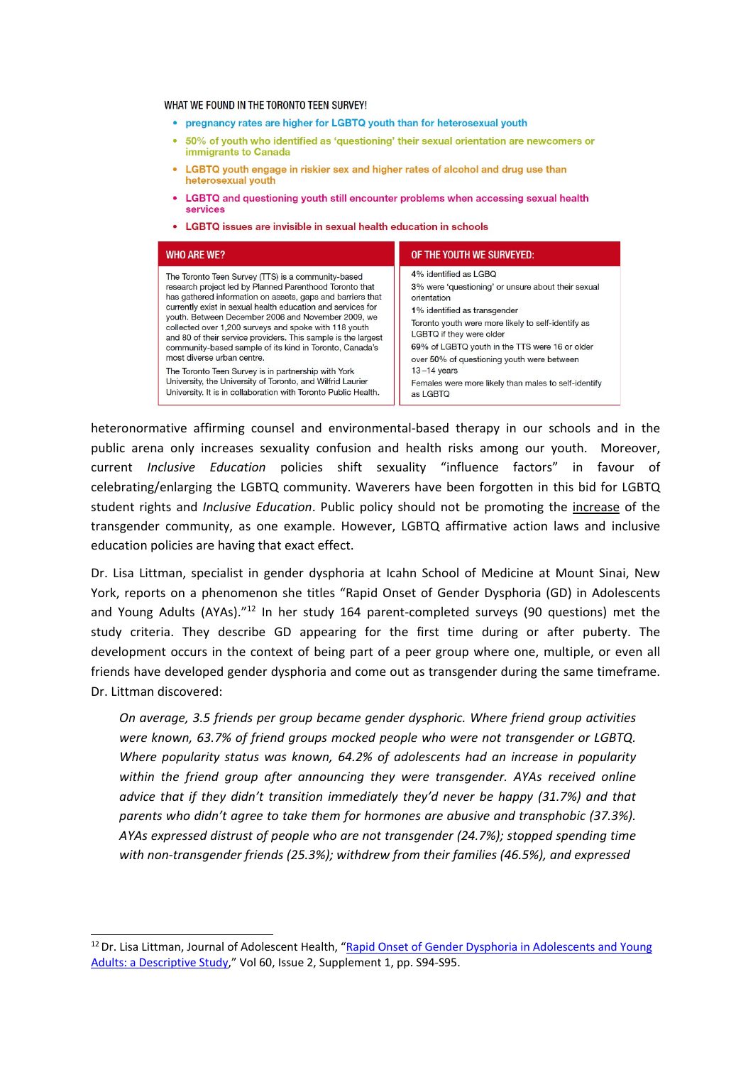WHAT WE FOUND IN THE TORONTO TEEN SURVEY!

- pregnancy rates are higher for LGBTQ youth than for heterosexual youth
- 50% of youth who identified as 'questioning' their sexual orientation are newcomers or immigrants to Canada
- LGBTQ youth engage in riskier sex and higher rates of alcohol and drug use than heterosexual youth
- LGBTQ and questioning youth still encounter problems when accessing sexual health services
- LGBTQ issues are invisible in sexual health education in schools

| WHO ARE WE? | OF THE YOUTH WE SURVEYED: |
| --- | --- |
| The Toronto Teen Survey (TTS) is a community-based research project led by Planned Parenthood Toronto that has gathered information on assets, gaps and barriers that currently exist in sexual health education and services for youth. Between December 2006 and November 2009, we collected over 1,200 surveys and spoke with 118 youth and 80 of their service providers. This sample is the largest community-based sample of its kind in Toronto, Canada's most diverse urban centre.<br><br>The Toronto Teen Survey is in partnership with York University, the University of Toronto, and Wilfrid Laurier University. It is in collaboration with Toronto Public Health. | 4% identified as LGBQ<br><br>3% were 'questioning' or unsure about their sexual orientation<br><br>1% identified as transgender<br><br>Toronto youth were more likely to self-identify as LGBTQ if they were older<br><br>69% of LGBTQ youth in the TTS were 16 or older<br><br>over 50% of questioning youth were between 13–14 years<br><br>Females were more likely than males to self-identify as LGBTQ |

heteronormative affirming counsel and environmental-based therapy in our schools and in the public arena only increases sexuality confusion and health risks among our youth. Moreover, current *Inclusive Education* policies shift sexuality "influence factors" in favour of celebrating/enlarging the LGBTQ community. Waverers have been forgotten in this bid for LGBTQ student rights and *Inclusive Education*. Public policy should not be promoting the increase of the transgender community, as one example. However, LGBTQ affirmative action laws and inclusive education policies are having that exact effect.

Dr. Lisa Littman, specialist in gender dysphoria at Icahn School of Medicine at Mount Sinai, New York, reports on a phenomenon she titles "Rapid Onset of Gender Dysphoria (GD) in Adolescents and Young Adults (AYAs)."[12] In her study 164 parent-completed surveys (90 questions) met the study criteria. They describe GD appearing for the first time during or after puberty. The development occurs in the context of being part of a peer group where one, multiple, or even all friends have developed gender dysphoria and come out as transgender during the same timeframe. Dr. Littman discovered:

> *On average, 3.5 friends per group became gender dysphoric. Where friend group activities were known, 63.7% of friend groups mocked people who were not transgender or LGBTQ. Where popularity status was known, 64.2% of adolescents had an increase in popularity within the friend group after announcing they were transgender. AYAs received online advice that if they didn't transition immediately they'd never be happy (31.7%) and that parents who didn't agree to take them for hormones are abusive and transphobic (37.3%). AYAs expressed distrust of people who are not transgender (24.7%); stopped spending time with non-transgender friends (25.3%); withdrew from their families (46.5%), and expressed*

[12] Dr. Lisa Littman, Journal of Adolescent Health, "Rapid Onset of Gender Dysphoria in Adolescents and Young Adults: a Descriptive Study," Vol 60, Issue 2, Supplement 1, pp. S94-S95.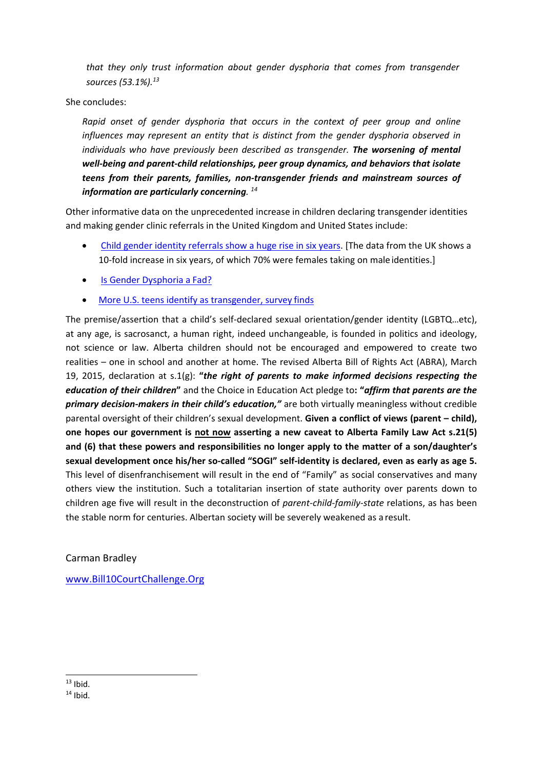*that they only trust information about gender dysphoria that comes from transgender sources (53.1%).*[13]

She concludes:

> *Rapid onset of gender dysphoria that occurs in the context of peer group and online influences may represent an entity that is distinct from the gender dysphoria observed in individuals who have previously been described as transgender.* ***The worsening of mental well-being and parent-child relationships, peer group dynamics, and behaviors that isolate teens from their parents, families, non-transgender friends and mainstream sources of information are particularly concerning.*** [14]

Other informative data on the unprecedented increase in children declaring transgender identities and making gender clinic referrals in the United Kingdom and United States include:

- [Child gender identity referrals show a huge rise in six years]. [The data from the UK shows a 10-fold increase in six years, of which 70% were females taking on male identities.]
- [Is Gender Dysphoria a Fad?]
- [More U.S. teens identify as transgender, survey finds]

The premise/assertion that a child's self-declared sexual orientation/gender identity (LGBTQ…etc), at any age, is sacrosanct, a human right, indeed unchangeable, is founded in politics and ideology, not science or law. Alberta children should not be encouraged and empowered to create two realities – one in school and another at home. The revised Alberta Bill of Rights Act (ABRA), March 19, 2015, declaration at s.1(g): ***"the right of parents to make informed decisions respecting the education of their children"*** and the Choice in Education Act pledge to**:** ***"affirm that parents are the primary decision-makers in their child's education,"*** are both virtually meaningless without credible parental oversight of their children's sexual development. **Given a conflict of views (parent – child), one hopes our government is <u>not now</u> asserting a new caveat to Alberta Family Law Act s.21(5) and (6) that these powers and responsibilities no longer apply to the matter of a son/daughter's sexual development once his/her so-called "SOGI" self-identity is declared, even as early as age 5.** This level of disenfranchisement will result in the end of "Family" as social conservatives and many others view the institution. Such a totalitarian insertion of state authority over parents down to children age five will result in the deconstruction of *parent-child-family-state* relations, as has been the stable norm for centuries. Albertan society will be severely weakened as a result.

Carman Bradley

www.Bill10CourtChallenge.Org

---

[13] Ibid.

[14] Ibid.